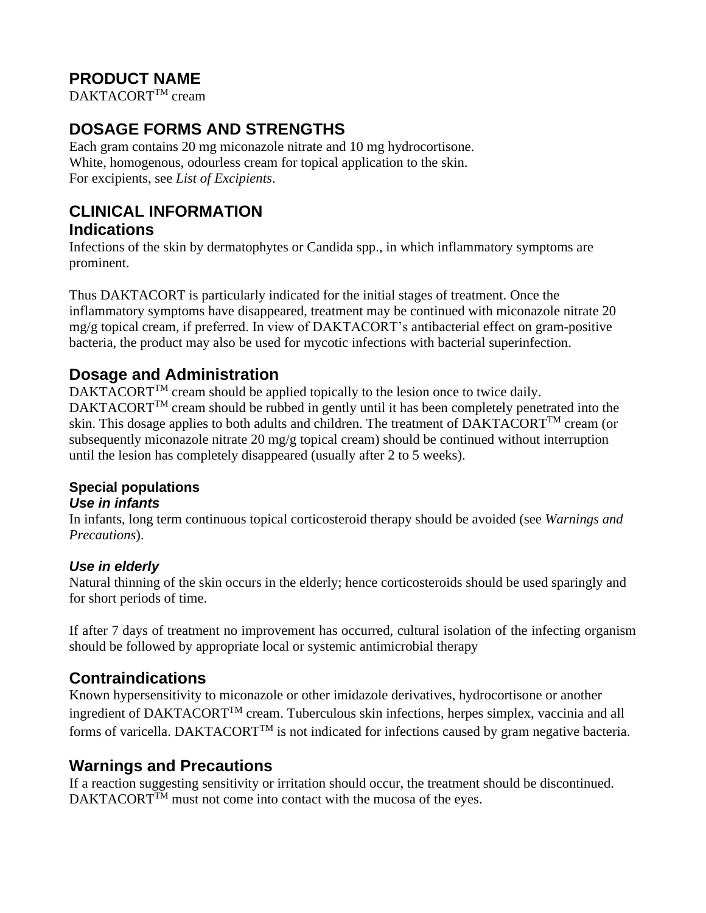# PRODUCT NAME

DAKTACORT$^{TM}$ cream

# DOSAGE FORMS AND STRENGTHS

Each gram contains 20 mg miconazole nitrate and 10 mg hydrocortisone.
White, homogenous, odourless cream for topical application to the skin.
For excipients, see *List of Excipients*.

# CLINICAL INFORMATION

## Indications

Infections of the skin by dermatophytes or Candida spp., in which inflammatory symptoms are prominent.

Thus DAKTACORT is particularly indicated for the initial stages of treatment. Once the inflammatory symptoms have disappeared, treatment may be continued with miconazole nitrate 20 mg/g topical cream, if preferred. In view of DAKTACORT's antibacterial effect on gram-positive bacteria, the product may also be used for mycotic infections with bacterial superinfection.

## Dosage and Administration

DAKTACORT$^{TM}$ cream should be applied topically to the lesion once to twice daily. DAKTACORT$^{TM}$ cream should be rubbed in gently until it has been completely penetrated into the skin. This dosage applies to both adults and children. The treatment of DAKTACORT$^{TM}$ cream (or subsequently miconazole nitrate 20 mg/g topical cream) should be continued without interruption until the lesion has completely disappeared (usually after 2 to 5 weeks).

### Special populations

#### *Use in infants*

In infants, long term continuous topical corticosteroid therapy should be avoided (see *Warnings and Precautions*).

#### *Use in elderly*

Natural thinning of the skin occurs in the elderly; hence corticosteroids should be used sparingly and for short periods of time.

If after 7 days of treatment no improvement has occurred, cultural isolation of the infecting organism should be followed by appropriate local or systemic antimicrobial therapy

## Contraindications

Known hypersensitivity to miconazole or other imidazole derivatives, hydrocortisone or another ingredient of DAKTACORT$^{TM}$ cream. Tuberculous skin infections, herpes simplex, vaccinia and all forms of varicella. DAKTACORT$^{TM}$ is not indicated for infections caused by gram negative bacteria.

## Warnings and Precautions

If a reaction suggesting sensitivity or irritation should occur, the treatment should be discontinued. DAKTACORT$^{TM}$ must not come into contact with the mucosa of the eyes.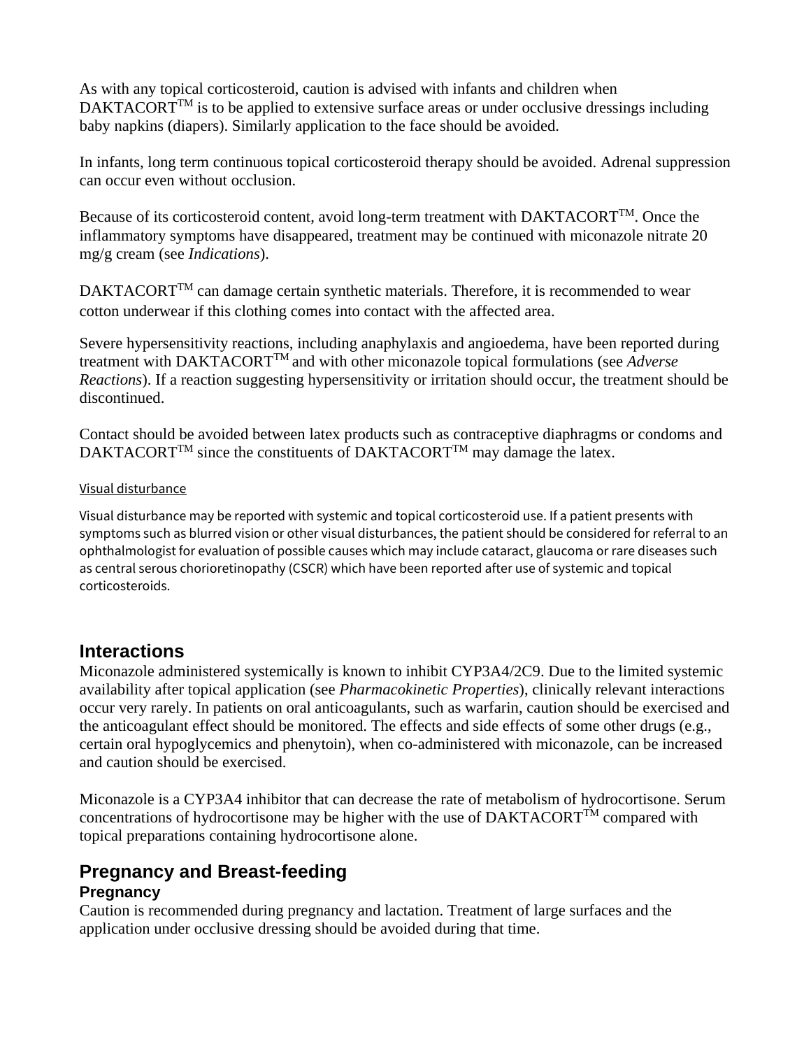As with any topical corticosteroid, caution is advised with infants and children when DAKTACORT™ is to be applied to extensive surface areas or under occlusive dressings including baby napkins (diapers). Similarly application to the face should be avoided.

In infants, long term continuous topical corticosteroid therapy should be avoided. Adrenal suppression can occur even without occlusion.

Because of its corticosteroid content, avoid long-term treatment with DAKTACORT™. Once the inflammatory symptoms have disappeared, treatment may be continued with miconazole nitrate 20 mg/g cream (see *Indications*).

DAKTACORT™ can damage certain synthetic materials. Therefore, it is recommended to wear cotton underwear if this clothing comes into contact with the affected area.

Severe hypersensitivity reactions, including anaphylaxis and angioedema, have been reported during treatment with DAKTACORT™ and with other miconazole topical formulations (see *Adverse Reactions*). If a reaction suggesting hypersensitivity or irritation should occur, the treatment should be discontinued.

Contact should be avoided between latex products such as contraceptive diaphragms or condoms and DAKTACORT™ since the constituents of DAKTACORT™ may damage the latex.

Visual disturbance

Visual disturbance may be reported with systemic and topical corticosteroid use. If a patient presents with symptoms such as blurred vision or other visual disturbances, the patient should be considered for referral to an ophthalmologist for evaluation of possible causes which may include cataract, glaucoma or rare diseases such as central serous chorioretinopathy (CSCR) which have been reported after use of systemic and topical corticosteroids.

## Interactions

Miconazole administered systemically is known to inhibit CYP3A4/2C9. Due to the limited systemic availability after topical application (see *Pharmacokinetic Properties*), clinically relevant interactions occur very rarely. In patients on oral anticoagulants, such as warfarin, caution should be exercised and the anticoagulant effect should be monitored. The effects and side effects of some other drugs (e.g., certain oral hypoglycemics and phenytoin), when co-administered with miconazole, can be increased and caution should be exercised.

Miconazole is a CYP3A4 inhibitor that can decrease the rate of metabolism of hydrocortisone. Serum concentrations of hydrocortisone may be higher with the use of DAKTACORT™ compared with topical preparations containing hydrocortisone alone.

## Pregnancy and Breast-feeding

### Pregnancy

Caution is recommended during pregnancy and lactation. Treatment of large surfaces and the application under occlusive dressing should be avoided during that time.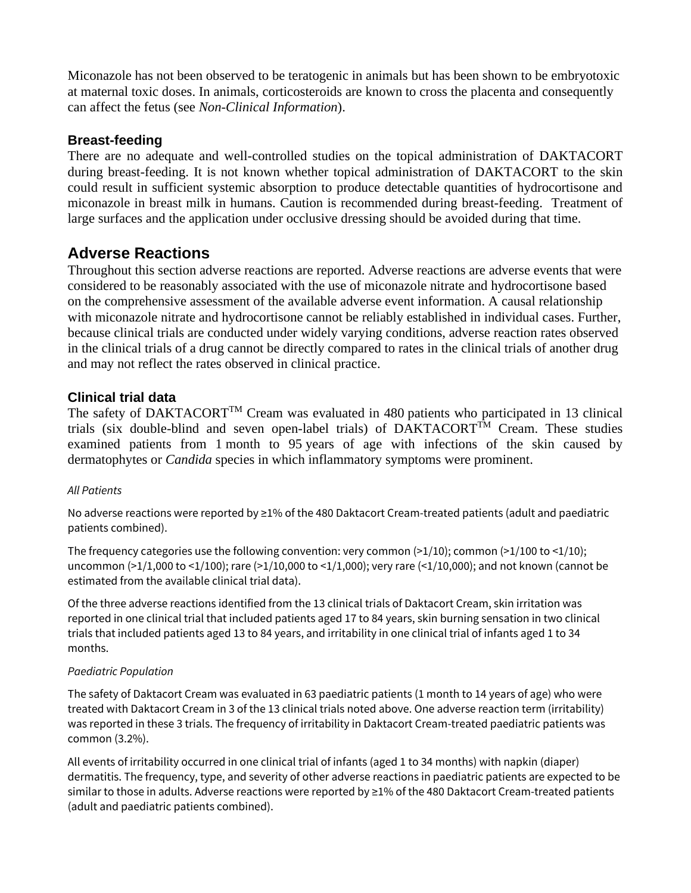Miconazole has not been observed to be teratogenic in animals but has been shown to be embryotoxic at maternal toxic doses. In animals, corticosteroids are known to cross the placenta and consequently can affect the fetus (see *Non-Clinical Information*).

### Breast-feeding

There are no adequate and well-controlled studies on the topical administration of DAKTACORT during breast-feeding. It is not known whether topical administration of DAKTACORT to the skin could result in sufficient systemic absorption to produce detectable quantities of hydrocortisone and miconazole in breast milk in humans. Caution is recommended during breast-feeding. Treatment of large surfaces and the application under occlusive dressing should be avoided during that time.

## Adverse Reactions

Throughout this section adverse reactions are reported. Adverse reactions are adverse events that were considered to be reasonably associated with the use of miconazole nitrate and hydrocortisone based on the comprehensive assessment of the available adverse event information. A causal relationship with miconazole nitrate and hydrocortisone cannot be reliably established in individual cases. Further, because clinical trials are conducted under widely varying conditions, adverse reaction rates observed in the clinical trials of a drug cannot be directly compared to rates in the clinical trials of another drug and may not reflect the rates observed in clinical practice.

### Clinical trial data

The safety of DAKTACORT™ Cream was evaluated in 480 patients who participated in 13 clinical trials (six double-blind and seven open-label trials) of DAKTACORT™ Cream. These studies examined patients from 1 month to 95 years of age with infections of the skin caused by dermatophytes or *Candida* species in which inflammatory symptoms were prominent.

*All Patients*

No adverse reactions were reported by ≥1% of the 480 Daktacort Cream-treated patients (adult and paediatric patients combined).

The frequency categories use the following convention: very common (>1/10); common (>1/100 to <1/10); uncommon (>1/1,000 to <1/100); rare (>1/10,000 to <1/1,000); very rare (<1/10,000); and not known (cannot be estimated from the available clinical trial data).

Of the three adverse reactions identified from the 13 clinical trials of Daktacort Cream, skin irritation was reported in one clinical trial that included patients aged 17 to 84 years, skin burning sensation in two clinical trials that included patients aged 13 to 84 years, and irritability in one clinical trial of infants aged 1 to 34 months.

*Paediatric Population*

The safety of Daktacort Cream was evaluated in 63 paediatric patients (1 month to 14 years of age) who were treated with Daktacort Cream in 3 of the 13 clinical trials noted above. One adverse reaction term (irritability) was reported in these 3 trials. The frequency of irritability in Daktacort Cream-treated paediatric patients was common (3.2%).

All events of irritability occurred in one clinical trial of infants (aged 1 to 34 months) with napkin (diaper) dermatitis. The frequency, type, and severity of other adverse reactions in paediatric patients are expected to be similar to those in adults. Adverse reactions were reported by ≥1% of the 480 Daktacort Cream-treated patients (adult and paediatric patients combined).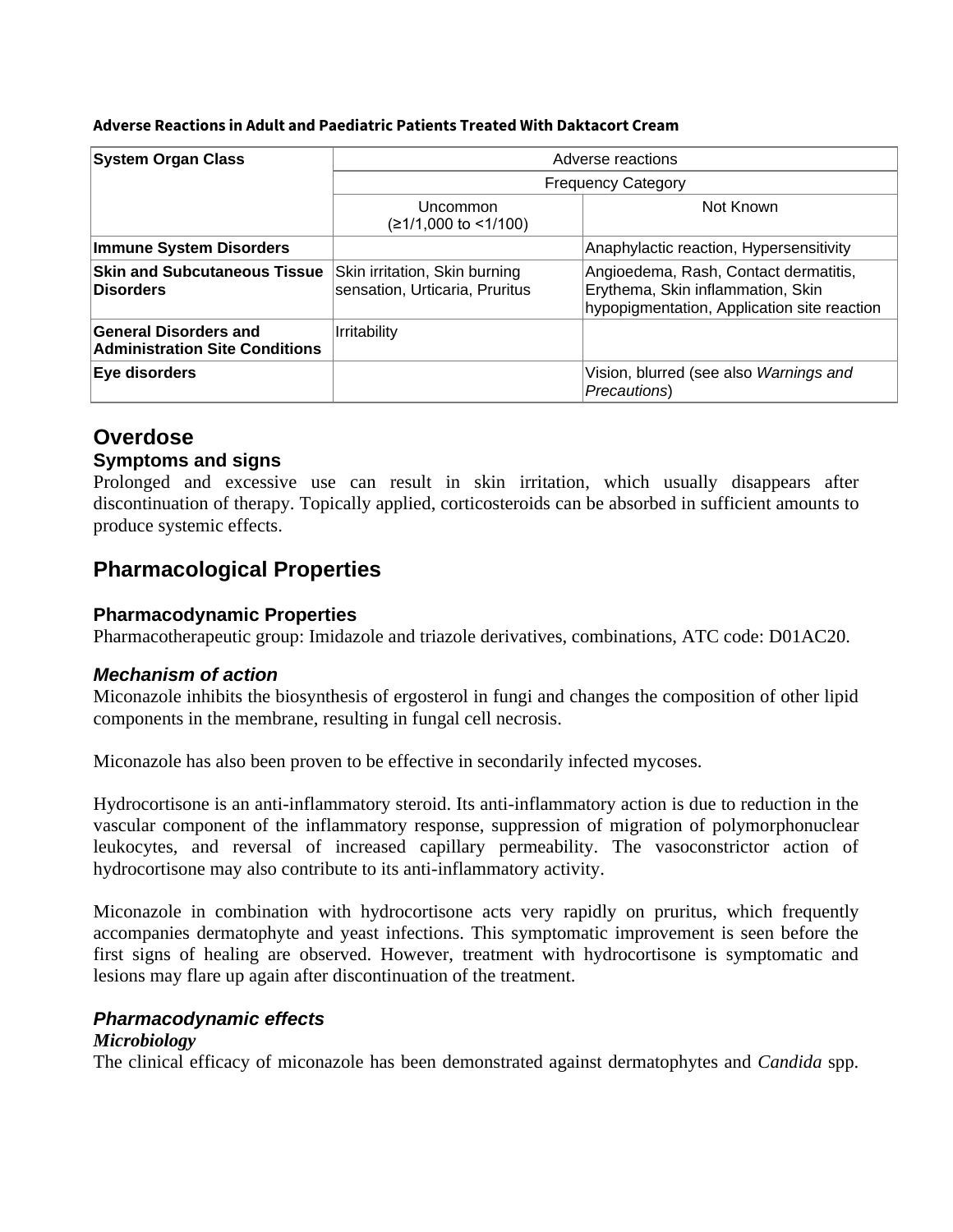**Adverse Reactions in Adult and Paediatric Patients Treated With Daktacort Cream**

| System Organ Class | Adverse reactions | |
|---|---|---|
| | Frequency Category | |
| | Uncommon (≥1/1,000 to <1/100) | Not Known |
| **Immune System Disorders** | | Anaphylactic reaction, Hypersensitivity |
| **Skin and Subcutaneous Tissue Disorders** | Skin irritation, Skin burning sensation, Urticaria, Pruritus | Angioedema, Rash, Contact dermatitis, Erythema, Skin inflammation, Skin hypopigmentation, Application site reaction |
| **General Disorders and Administration Site Conditions** | Irritability | |
| **Eye disorders** | | Vision, blurred (see also *Warnings and Precautions*) |

## Overdose

### Symptoms and signs

Prolonged and excessive use can result in skin irritation, which usually disappears after discontinuation of therapy. Topically applied, corticosteroids can be absorbed in sufficient amounts to produce systemic effects.

## Pharmacological Properties

### Pharmacodynamic Properties

Pharmacotherapeutic group: Imidazole and triazole derivatives, combinations, ATC code: D01AC20.

#### *Mechanism of action*

Miconazole inhibits the biosynthesis of ergosterol in fungi and changes the composition of other lipid components in the membrane, resulting in fungal cell necrosis.

Miconazole has also been proven to be effective in secondarily infected mycoses.

Hydrocortisone is an anti-inflammatory steroid. Its anti-inflammatory action is due to reduction in the vascular component of the inflammatory response, suppression of migration of polymorphonuclear leukocytes, and reversal of increased capillary permeability. The vasoconstrictor action of hydrocortisone may also contribute to its anti-inflammatory activity.

Miconazole in combination with hydrocortisone acts very rapidly on pruritus, which frequently accompanies dermatophyte and yeast infections. This symptomatic improvement is seen before the first signs of healing are observed. However, treatment with hydrocortisone is symptomatic and lesions may flare up again after discontinuation of the treatment.

#### *Pharmacodynamic effects*

***Microbiology***

The clinical efficacy of miconazole has been demonstrated against dermatophytes and *Candida* spp.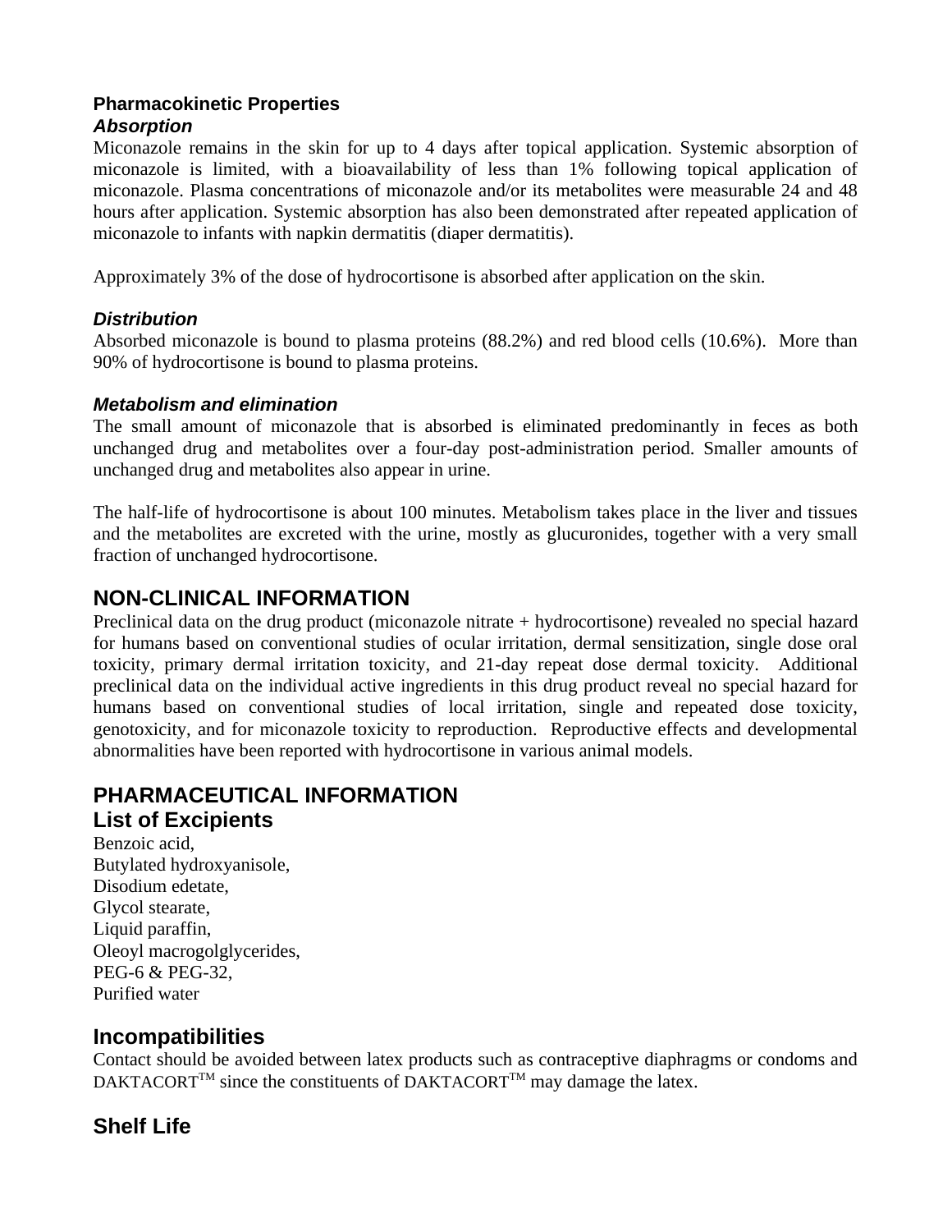### Pharmacokinetic Properties

#### *Absorption*

Miconazole remains in the skin for up to 4 days after topical application. Systemic absorption of miconazole is limited, with a bioavailability of less than 1% following topical application of miconazole. Plasma concentrations of miconazole and/or its metabolites were measurable 24 and 48 hours after application. Systemic absorption has also been demonstrated after repeated application of miconazole to infants with napkin dermatitis (diaper dermatitis).

Approximately 3% of the dose of hydrocortisone is absorbed after application on the skin.

#### *Distribution*

Absorbed miconazole is bound to plasma proteins (88.2%) and red blood cells (10.6%). More than 90% of hydrocortisone is bound to plasma proteins.

#### *Metabolism and elimination*

The small amount of miconazole that is absorbed is eliminated predominantly in feces as both unchanged drug and metabolites over a four-day post-administration period. Smaller amounts of unchanged drug and metabolites also appear in urine.

The half-life of hydrocortisone is about 100 minutes. Metabolism takes place in the liver and tissues and the metabolites are excreted with the urine, mostly as glucuronides, together with a very small fraction of unchanged hydrocortisone.

## NON-CLINICAL INFORMATION

Preclinical data on the drug product (miconazole nitrate + hydrocortisone) revealed no special hazard for humans based on conventional studies of ocular irritation, dermal sensitization, single dose oral toxicity, primary dermal irritation toxicity, and 21-day repeat dose dermal toxicity. Additional preclinical data on the individual active ingredients in this drug product reveal no special hazard for humans based on conventional studies of local irritation, single and repeated dose toxicity, genotoxicity, and for miconazole toxicity to reproduction. Reproductive effects and developmental abnormalities have been reported with hydrocortisone in various animal models.

## PHARMACEUTICAL INFORMATION

### List of Excipients

Benzoic acid,
Butylated hydroxyanisole,
Disodium edetate,
Glycol stearate,
Liquid paraffin,
Oleoyl macrogolglycerides,
PEG-6 & PEG-32,
Purified water

### Incompatibilities

Contact should be avoided between latex products such as contraceptive diaphragms or condoms and DAKTACORT™ since the constituents of DAKTACORT™ may damage the latex.

### Shelf Life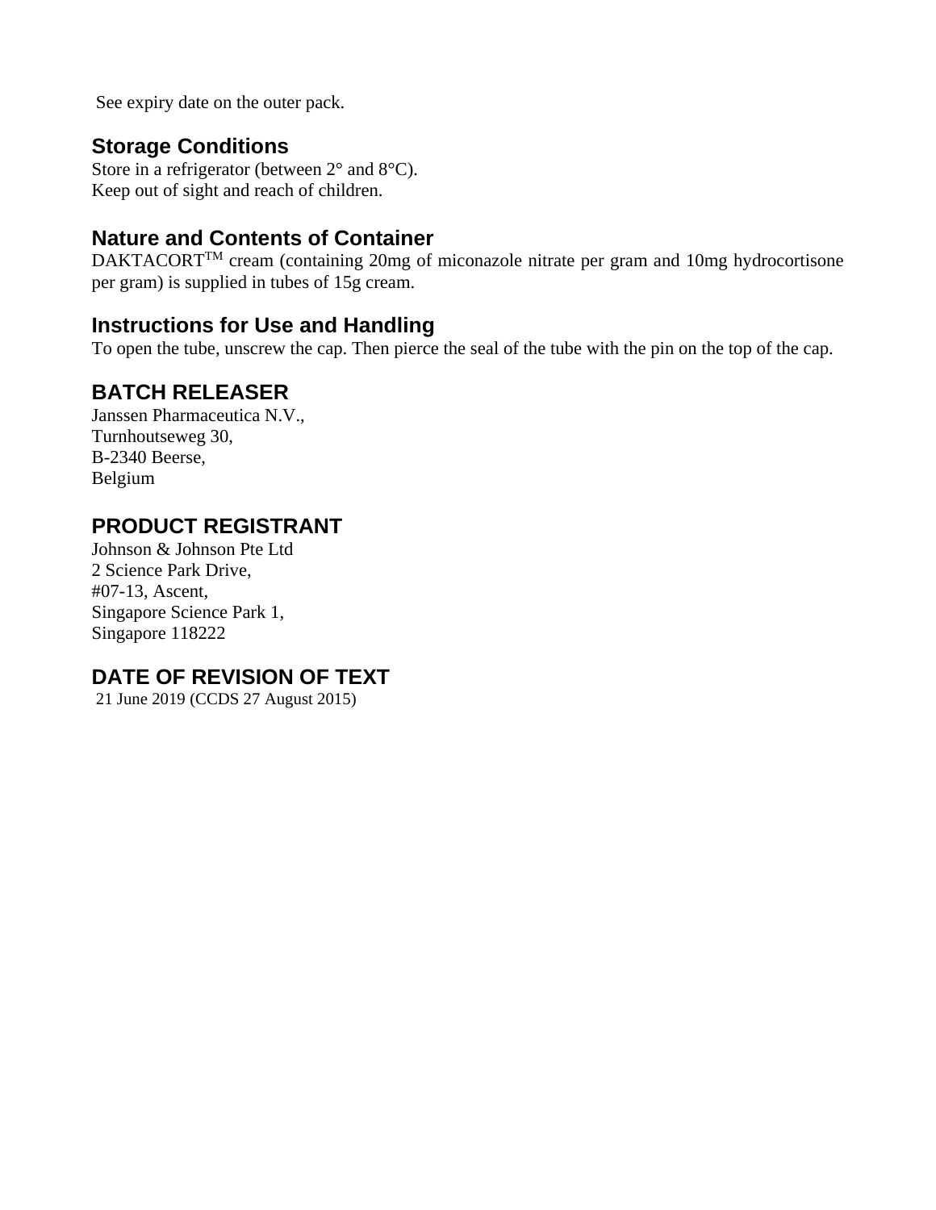See expiry date on the outer pack.

## Storage Conditions

Store in a refrigerator (between 2° and 8°C).
Keep out of sight and reach of children.

## Nature and Contents of Container

DAKTACORT™ cream (containing 20mg of miconazole nitrate per gram and 10mg hydrocortisone per gram) is supplied in tubes of 15g cream.

## Instructions for Use and Handling

To open the tube, unscrew the cap. Then pierce the seal of the tube with the pin on the top of the cap.

## BATCH RELEASER

Janssen Pharmaceutica N.V.,
Turnhoutseweg 30,
B-2340 Beerse,
Belgium

## PRODUCT REGISTRANT

Johnson & Johnson Pte Ltd
2 Science Park Drive,
#07-13, Ascent,
Singapore Science Park 1,
Singapore 118222

## DATE OF REVISION OF TEXT

21 June 2019 (CCDS 27 August 2015)